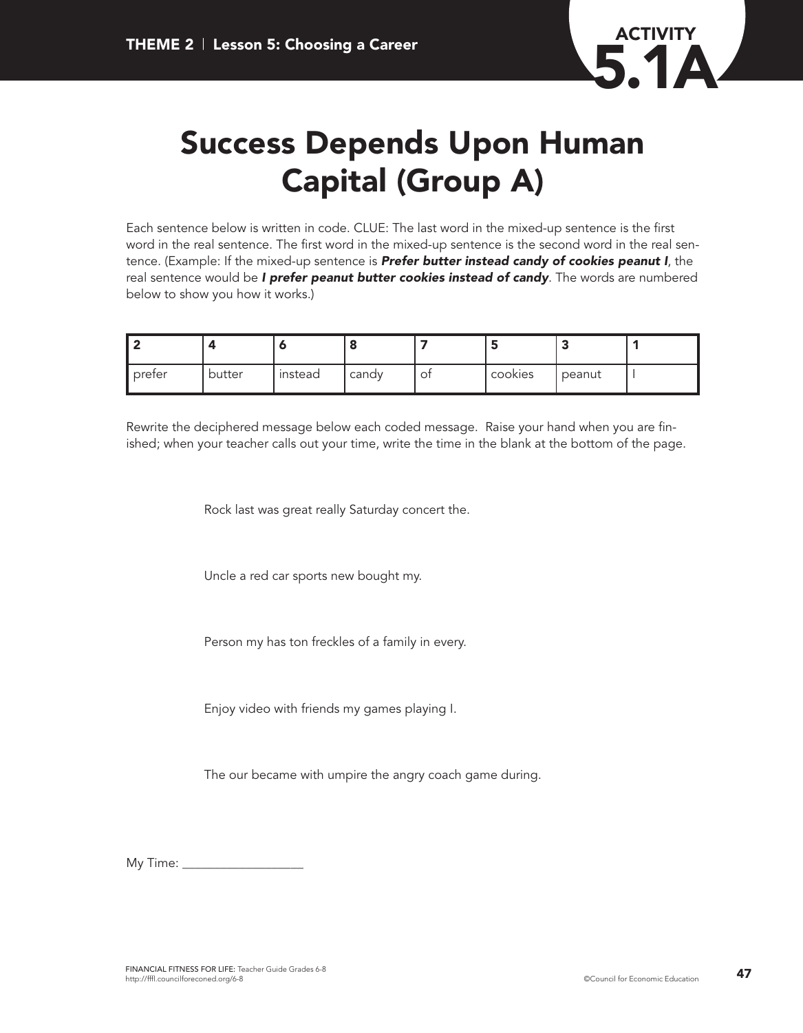ACTIVITY 5.1A

# Success Depends Upon Human Capital (Group A)

Each sentence below is written in code. CLUE: The last word in the mixed-up sentence is the first word in the real sentence. The first word in the mixed-up sentence is the second word in the real sentence. (Example: If the mixed-up sentence is ***Prefer butter instead candy of cookies peanut I***, the real sentence would be ***I prefer peanut butter cookies instead of candy***. The words are numbered below to show you how it works.)

| 2 | 4 | 6 | 8 | 7 | 5 | 3 | 1 |
|---|---|---|---|---|---|---|---|
| prefer | butter | instead | candy | of | cookies | peanut | I |

Rewrite the deciphered message below each coded message. Raise your hand when you are finished; when your teacher calls out your time, write the time in the blank at the bottom of the page.

Rock last was great really Saturday concert the.

Uncle a red car sports new bought my.

Person my has ton freckles of a family in every.

Enjoy video with friends my games playing I.

The our became with umpire the angry coach game during.

My Time: ___________________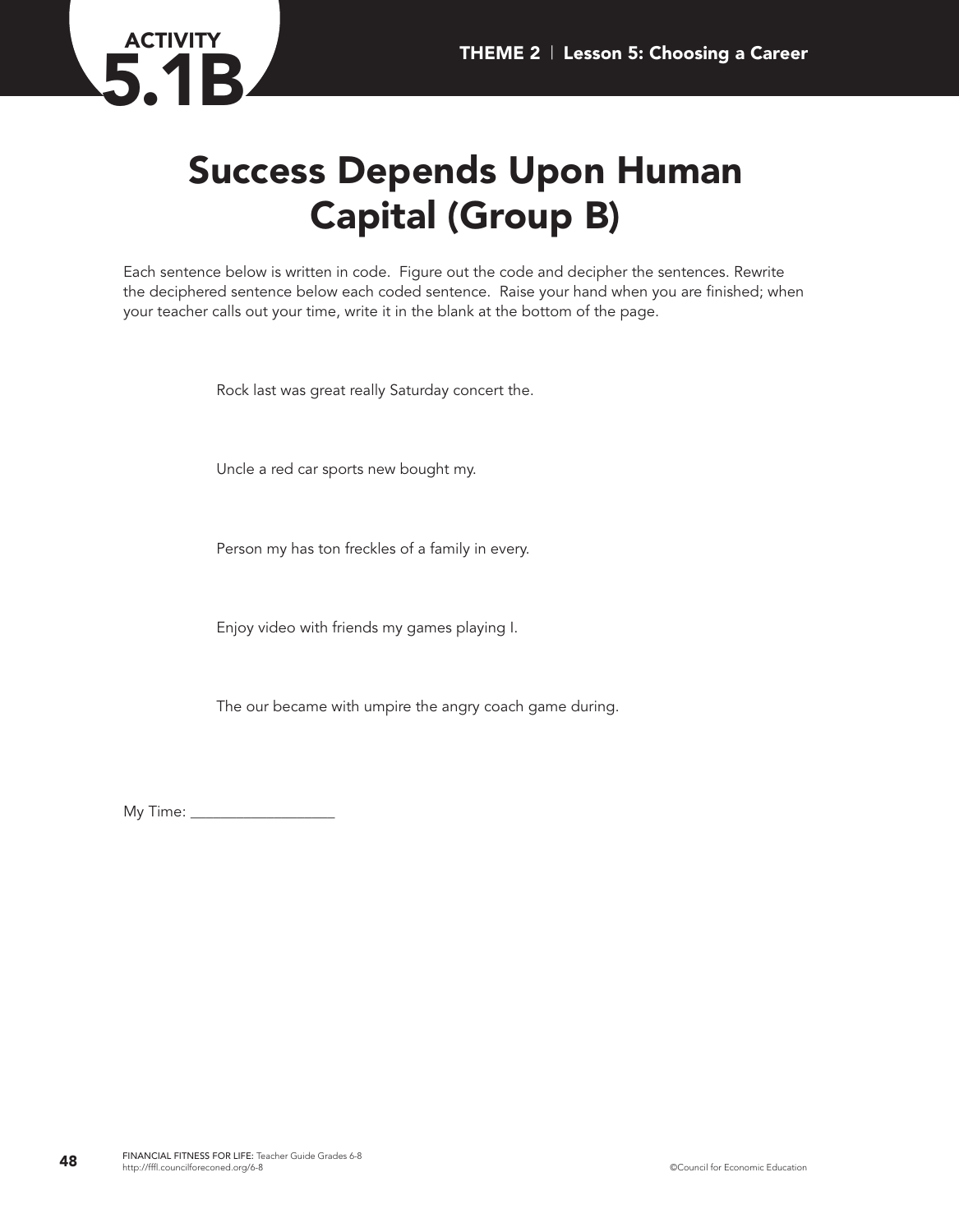# ACTIVITY 5.1B

# Success Depends Upon Human Capital (Group B)

Each sentence below is written in code. Figure out the code and decipher the sentences. Rewrite the deciphered sentence below each coded sentence. Raise your hand when you are finished; when your teacher calls out your time, write it in the blank at the bottom of the page.

Rock last was great really Saturday concert the.

Uncle a red car sports new bought my.

Person my has ton freckles of a family in every.

Enjoy video with friends my games playing I.

The our became with umpire the angry coach game during.

My Time: __________________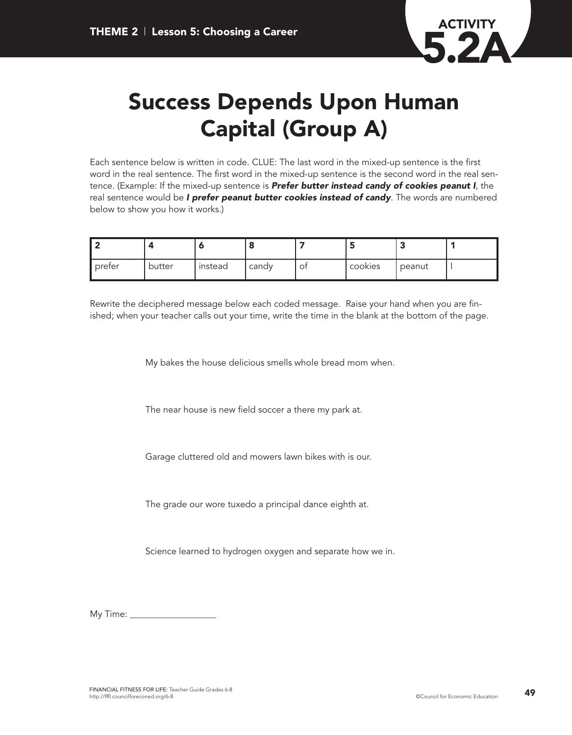THEME 2 | Lesson 5: Choosing a Career

ACTIVITY **5.2A**

# Success Depends Upon Human Capital (Group A)

Each sentence below is written in code. CLUE: The last word in the mixed-up sentence is the first word in the real sentence. The first word in the mixed-up sentence is the second word in the real sentence. (Example: If the mixed-up sentence is ***Prefer butter instead candy of cookies peanut I***, the real sentence would be ***I prefer peanut butter cookies instead of candy***. The words are numbered below to show you how it works.)

| 2 | 4 | 6 | 8 | 7 | 5 | 3 | 1 |
|---|---|---|---|---|---|---|---|
| prefer | butter | instead | candy | of | cookies | peanut | I |

Rewrite the deciphered message below each coded message. Raise your hand when you are finished; when your teacher calls out your time, write the time in the blank at the bottom of the page.

My bakes the house delicious smells whole bread mom when.

The near house is new field soccer a there my park at.

Garage cluttered old and mowers lawn bikes with is our.

The grade our wore tuxedo a principal dance eighth at.

Science learned to hydrogen oxygen and separate how we in.

My Time: ___________________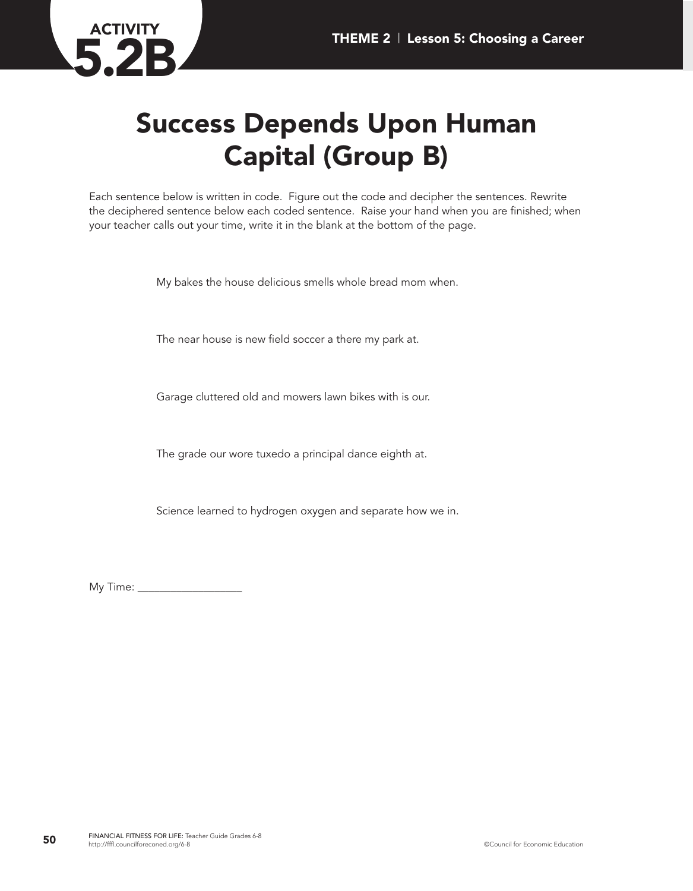ACTIVITY 5.2B

# Success Depends Upon Human Capital (Group B)

Each sentence below is written in code. Figure out the code and decipher the sentences. Rewrite the deciphered sentence below each coded sentence. Raise your hand when you are finished; when your teacher calls out your time, write it in the blank at the bottom of the page.

My bakes the house delicious smells whole bread mom when.

The near house is new field soccer a there my park at.

Garage cluttered old and mowers lawn bikes with is our.

The grade our wore tuxedo a principal dance eighth at.

Science learned to hydrogen oxygen and separate how we in.

My Time: ___________________